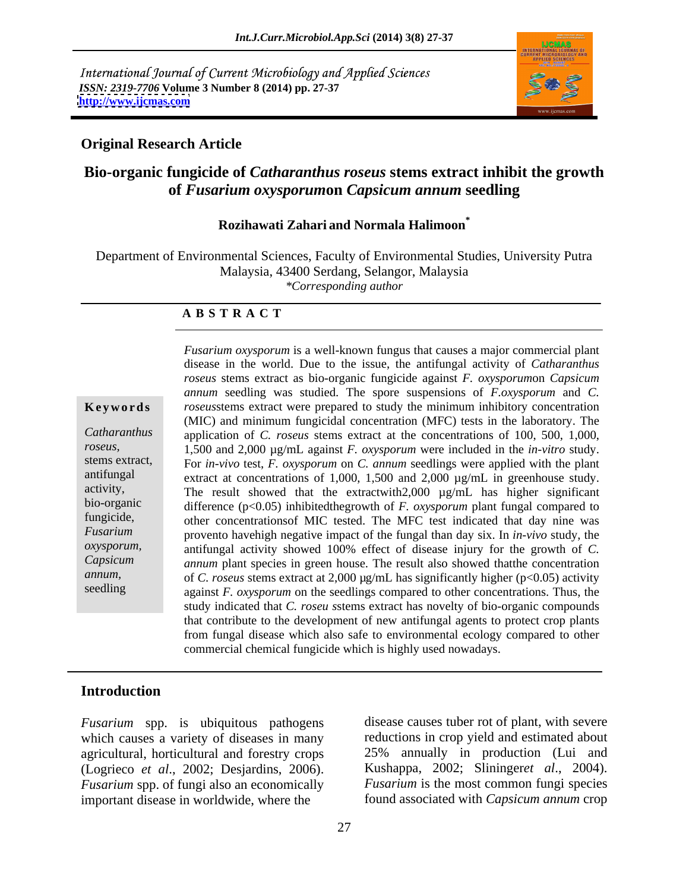International Journal of Current Microbiology and Applied Sciences
*ISSN: 2319-7706* **Volume 3 Number 8 (2014) pp. 27-37**
**http://www.ijcmas.com**

**Original Research Article**

# Bio-organic fungicide of *Catharanthus roseus* stems extract inhibit the growth of *Fusarium oxysporum*on *Capsicum annum* seedling

**Rozihawati Zahari and Normala Halimoon***

Department of Environmental Sciences, Faculty of Environmental Studies, University Putra Malaysia, 43400 Serdang, Selangor, Malaysia
*\*Corresponding author*

**A B S T R A C T**

**Keywords**

*Catharanthus roseus*, stems extract, antifungal activity, bio-organic fungicide, *Fusarium oxysporum*, *Capsicum annum*, seedling

*Fusarium oxysporum* is a well-known fungus that causes a major commercial plant disease in the world. Due to the issue, the antifungal activity of *Catharanthus roseus* stems extract as bio-organic fungicide against *F. oxysporum*on *Capsicum annum* seedling was studied. The spore suspensions of *F.oxysporum* and *C. roseus*stems extract were prepared to study the minimum inhibitory concentration (MIC) and minimum fungicidal concentration (MFC) tests in the laboratory. The application of *C. roseus* stems extract at the concentrations of 100, 500, 1,000, 1,500 and 2,000 µg/mL against *F. oxysporum* were included in the *in-vitro* study. For *in-vivo* test, *F. oxysporum* on *C. annum* seedlings were applied with the plant extract at concentrations of 1,000, 1,500 and 2,000 µg/mL in greenhouse study. The result showed that the extractwith2,000 µg/mL has higher significant difference ($p<0.05$) inhibitedthegrowth of *F. oxysporum* plant fungal compared to other concentrationsof MIC tested. The MFC test indicated that day nine was provento havehigh negative impact of the fungal than day six. In *in-vivo* study, the antifungal activity showed 100% effect of disease injury for the growth of *C. annum* plant species in green house. The result also showed thatthe concentration of *C. roseus* stems extract at 2,000 µg/mL has significantly higher ($p<0.05$) activity against *F. oxysporum* on the seedlings compared to other concentrations. Thus, the study indicated that *C. roseu s*stems extract has novelty of bio-organic compounds that contribute to the development of new antifungal agents to protect crop plants from fungal disease which also safe to environmental ecology compared to other commercial chemical fungicide which is highly used nowadays.

## Introduction

*Fusarium* spp. is ubiquitous pathogens which causes a variety of diseases in many agricultural, horticultural and forestry crops (Logrieco *et al*., 2002; Desjardins, 2006). *Fusarium* spp. of fungi also an economically important disease in worldwide, where the disease causes tuber rot of plant, with severe reductions in crop yield and estimated about 25% annually in production (Lui and Kushappa, 2002; Slininger*et al*., 2004). *Fusarium* is the most common fungi species found associated with *Capsicum annum* crop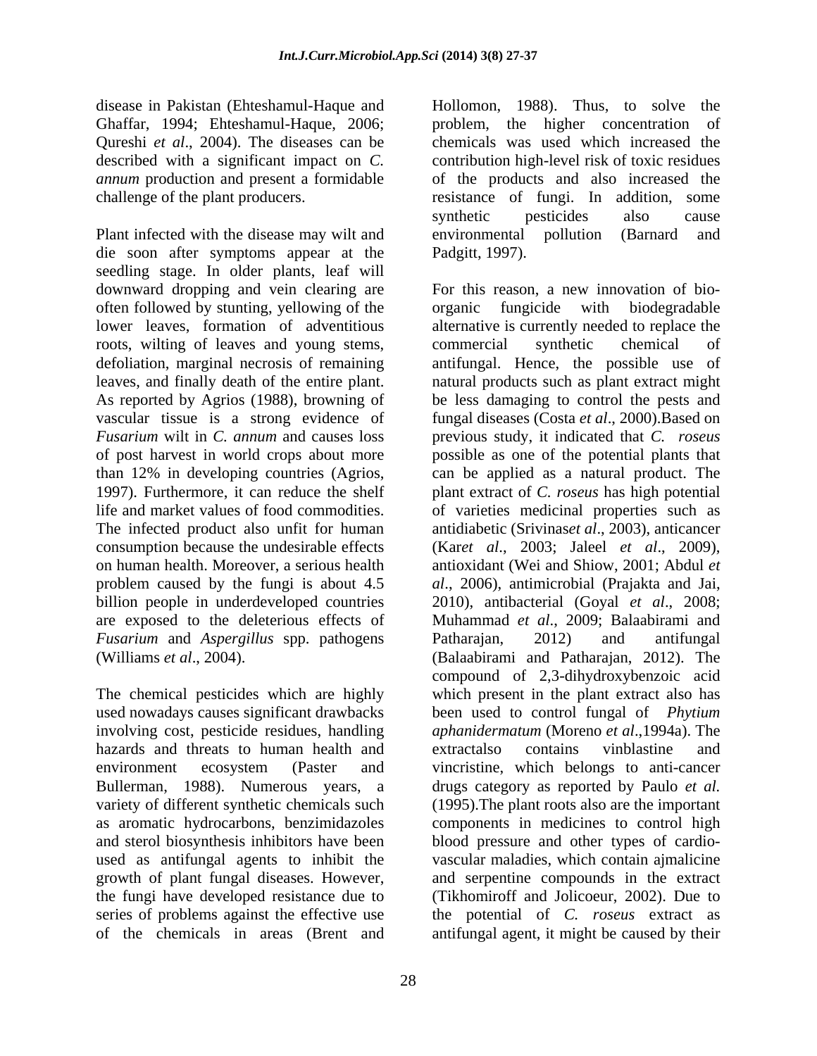disease in Pakistan (Ehteshamul-Haque and Ghaffar, 1994; Ehteshamul-Haque, 2006; Qureshi *et al*., 2004). The diseases can be described with a significant impact on *C. annum* production and present a formidable challenge of the plant producers.

Plant infected with the disease may wilt and die soon after symptoms appear at the seedling stage. In older plants, leaf will downward dropping and vein clearing are often followed by stunting, yellowing of the lower leaves, formation of adventitious roots, wilting of leaves and young stems, defoliation, marginal necrosis of remaining leaves, and finally death of the entire plant. As reported by Agrios (1988), browning of vascular tissue is a strong evidence of *Fusarium* wilt in *C. annum* and causes loss of post harvest in world crops about more than 12% in developing countries (Agrios, 1997). Furthermore, it can reduce the shelf life and market values of food commodities. The infected product also unfit for human consumption because the undesirable effects on human health. Moreover, a serious health problem caused by the fungi is about 4.5 billion people in underdeveloped countries are exposed to the deleterious effects of *Fusarium* and *Aspergillus* spp. pathogens (Williams *et al*., 2004).

The chemical pesticides which are highly used nowadays causes significant drawbacks involving cost, pesticide residues, handling hazards and threats to human health and environment ecosystem (Paster and Bullerman, 1988). Numerous years, a variety of different synthetic chemicals such as aromatic hydrocarbons, benzimidazoles and sterol biosynthesis inhibitors have been used as antifungal agents to inhibit the growth of plant fungal diseases. However, the fungi have developed resistance due to series of problems against the effective use of the chemicals in areas (Brent and Hollomon, 1988). Thus, to solve the problem, the higher concentration of chemicals was used which increased the contribution high-level risk of toxic residues of the products and also increased the resistance of fungi. In addition, some synthetic pesticides also cause environmental pollution (Barnard and Padgitt, 1997).

For this reason, a new innovation of bio-organic fungicide with biodegradable alternative is currently needed to replace the commercial synthetic chemical of antifungal. Hence, the possible use of natural products such as plant extract might be less damaging to control the pests and fungal diseases (Costa *et al*., 2000).Based on previous study, it indicated that *C. roseus* possible as one of the potential plants that can be applied as a natural product. The plant extract of *C. roseus* has high potential of varieties medicinal properties such as antidiabetic (Srivinas*et al*., 2003), anticancer (Kar*et al*., 2003; Jaleel *et al*., 2009), antioxidant (Wei and Shiow, 2001; Abdul *et al*., 2006), antimicrobial (Prajakta and Jai, 2010), antibacterial (Goyal *et al*., 2008; Muhammad *et al*., 2009; Balaabirami and Patharajan, 2012) and antifungal (Balaabirami and Patharajan, 2012). The compound of 2,3-dihydroxybenzoic acid which present in the plant extract also has been used to control fungal of *Phytium aphanidermatum* (Moreno *et al*.,1994a). The extractalso contains vinblastine and vincristine, which belongs to anti-cancer drugs category as reported by Paulo *et al.* (1995).The plant roots also are the important components in medicines to control high blood pressure and other types of cardio-vascular maladies, which contain ajmalicine and serpentine compounds in the extract (Tikhomiroff and Jolicoeur, 2002). Due to the potential of *C. roseus* extract as antifungal agent, it might be caused by their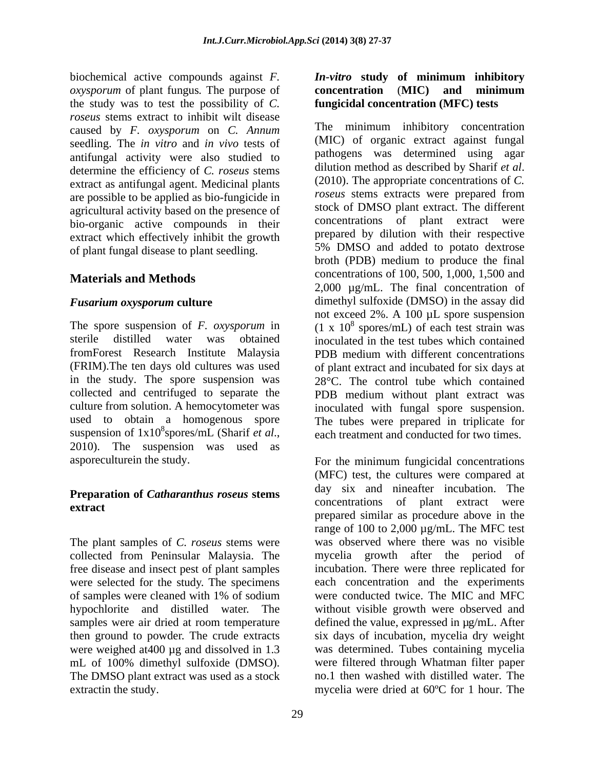biochemical active compounds against *F. oxysporum* of plant fungus. The purpose of the study was to test the possibility of *C. roseus* stems extract to inhibit wilt disease caused by *F. oxysporum* on *C. Annum* seedling. The *in vitro* and *in vivo* tests of antifungal activity were also studied to determine the efficiency of *C. roseus* stems extract as antifungal agent. Medicinal plants are possible to be applied as bio-fungicide in agricultural activity based on the presence of bio-organic active compounds in their extract which effectively inhibit the growth of plant fungal disease to plant seedling.

## Materials and Methods

### *Fusarium oxysporum* culture

The spore suspension of *F. oxysporum* in sterile distilled water was obtained fromForest Research Institute Malaysia (FRIM).The ten days old cultures was used in the study. The spore suspension was collected and centrifuged to separate the culture from solution. A hemocytometer was used to obtain a homogenous spore suspension of $1x10^8$spores/mL (Sharif *et al.*, 2010). The suspension was used as asporeculturein the study.

### Preparation of *Catharanthus roseus* stems extract

The plant samples of *C. roseus* stems were collected from Peninsular Malaysia. The free disease and insect pest of plant samples were selected for the study. The specimens of samples were cleaned with 1% of sodium hypochlorite and distilled water. The samples were air dried at room temperature then ground to powder. The crude extracts were weighed at400 µg and dissolved in 1.3 mL of 100% dimethyl sulfoxide (DMSO). The DMSO plant extract was used as a stock extractin the study.

### *In-vitro* study of minimum inhibitory concentration (MIC) and minimum fungicidal concentration (MFC) tests

The minimum inhibitory concentration (MIC) of organic extract against fungal pathogens was determined using agar dilution method as described by Sharif *et al*. (2010). The appropriate concentrations of *C. roseus* stems extracts were prepared from stock of DMSO plant extract. The different concentrations of plant extract were prepared by dilution with their respective 5% DMSO and added to potato dextrose broth (PDB) medium to produce the final concentrations of 100, 500, 1,000, 1,500 and 2,000 µg/mL. The final concentration of dimethyl sulfoxide (DMSO) in the assay did not exceed 2%. A 100 µL spore suspension ($1 \times 10^8$ spores/mL) of each test strain was inoculated in the test tubes which contained PDB medium with different concentrations of plant extract and incubated for six days at 28°C. The control tube which contained PDB medium without plant extract was inoculated with fungal spore suspension. The tubes were prepared in triplicate for each treatment and conducted for two times.

For the minimum fungicidal concentrations (MFC) test, the cultures were compared at day six and nineafter incubation. The concentrations of plant extract were prepared similar as procedure above in the range of 100 to 2,000 µg/mL. The MFC test was observed where there was no visible mycelia growth after the period of incubation. There were three replicated for each concentration and the experiments were conducted twice. The MIC and MFC without visible growth were observed and defined the value, expressed in µg/mL. After six days of incubation, mycelia dry weight was determined. Tubes containing mycelia were filtered through Whatman filter paper no.1 then washed with distilled water. The mycelia were dried at 60ºC for 1 hour. The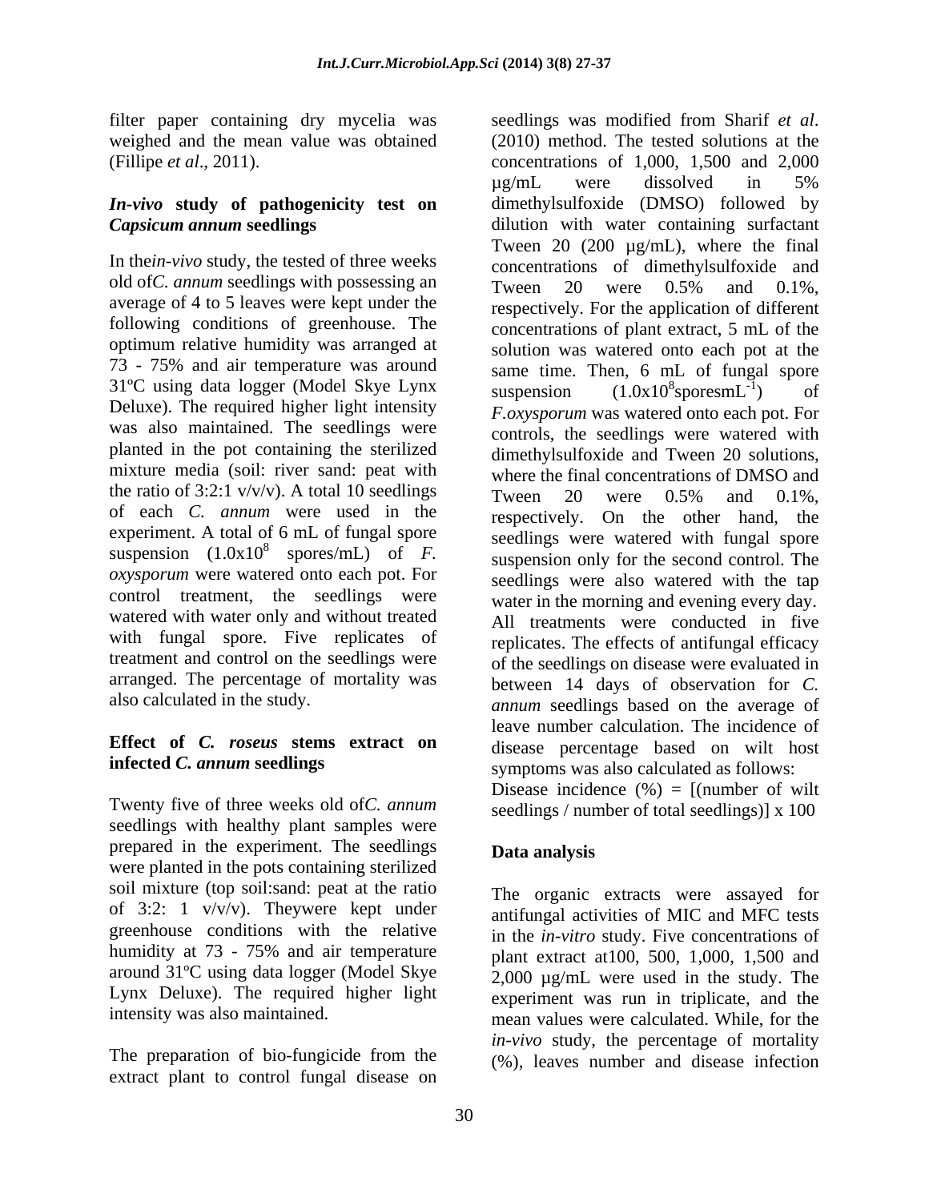filter paper containing dry mycelia was weighed and the mean value was obtained (Fillipe *et al*., 2011).

### *In-vivo* study of pathogenicity test on *Capsicum annum* seedlings

In the*in-vivo* study, the tested of three weeks old of*C. annum* seedlings with possessing an average of 4 to 5 leaves were kept under the following conditions of greenhouse. The optimum relative humidity was arranged at 73 - 75% and air temperature was around 31ºC using data logger (Model Skye Lynx Deluxe). The required higher light intensity was also maintained. The seedlings were planted in the pot containing the sterilized mixture media (soil: river sand: peat with the ratio of 3:2:1 v/v/v). A total 10 seedlings of each *C. annum* were used in the experiment. A total of 6 mL of fungal spore suspension ($1.0x10^8$ spores/mL) of *F. oxysporum* were watered onto each pot. For control treatment, the seedlings were watered with water only and without treated with fungal spore. Five replicates of treatment and control on the seedlings were arranged. The percentage of mortality was also calculated in the study.

### Effect of *C. roseus* stems extract on infected *C. annum* seedlings

Twenty five of three weeks old of*C. annum* seedlings with healthy plant samples were prepared in the experiment. The seedlings were planted in the pots containing sterilized soil mixture (top soil:sand: peat at the ratio of 3:2: 1 v/v/v). Theywere kept under greenhouse conditions with the relative humidity at 73 - 75% and air temperature around 31ºC using data logger (Model Skye Lynx Deluxe). The required higher light intensity was also maintained.

The preparation of bio-fungicide from the extract plant to control fungal disease on seedlings was modified from Sharif *et al*. (2010) method. The tested solutions at the concentrations of 1,000, 1,500 and 2,000 µg/mL were dissolved in 5% dimethylsulfoxide (DMSO) followed by dilution with water containing surfactant Tween 20 (200 µg/mL), where the final concentrations of dimethylsulfoxide and Tween 20 were 0.5% and 0.1%, respectively. For the application of different concentrations of plant extract, 5 mL of the solution was watered onto each pot at the same time. Then, 6 mL of fungal spore suspension ($1.0x10^8$sporesmL$^{-1}$) of *F.oxysporum* was watered onto each pot. For controls, the seedlings were watered with dimethylsulfoxide and Tween 20 solutions, where the final concentrations of DMSO and Tween 20 were 0.5% and 0.1%, respectively. On the other hand, the seedlings were watered with fungal spore suspension only for the second control. The seedlings were also watered with the tap water in the morning and evening every day. All treatments were conducted in five replicates. The effects of antifungal efficacy of the seedlings on disease were evaluated in between 14 days of observation for *C. annum* seedlings based on the average of leave number calculation. The incidence of disease percentage based on wilt host symptoms was also calculated as follows:

Disease incidence (%) = [(number of wilt seedlings / number of total seedlings)] x 100

### Data analysis

The organic extracts were assayed for antifungal activities of MIC and MFC tests in the *in-vitro* study. Five concentrations of plant extract at100, 500, 1,000, 1,500 and 2,000 µg/mL were used in the study. The experiment was run in triplicate, and the mean values were calculated. While, for the *in-vivo* study, the percentage of mortality (%), leaves number and disease infection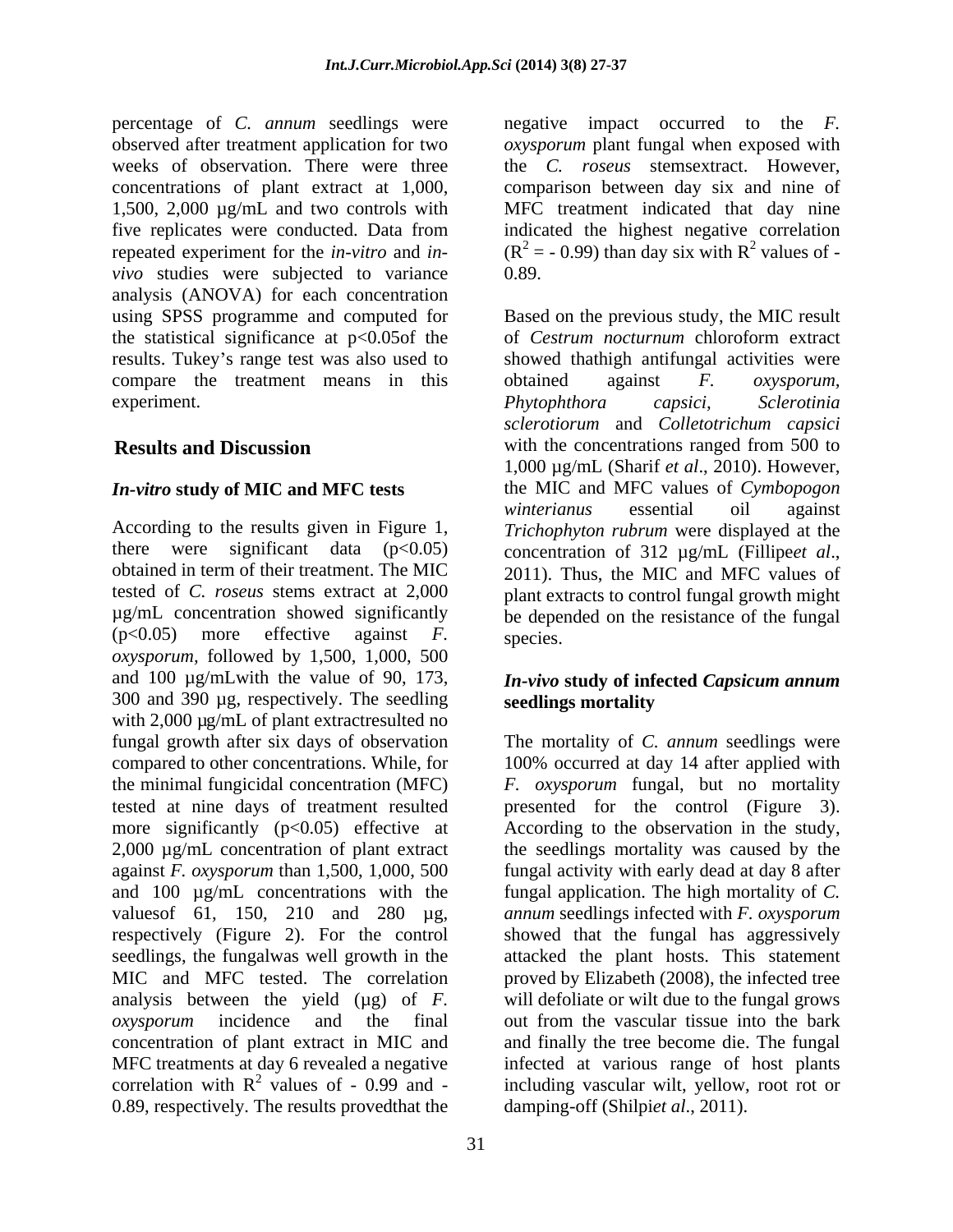percentage of *C. annum* seedlings were observed after treatment application for two weeks of observation. There were three concentrations of plant extract at 1,000, 1,500, 2,000 µg/mL and two controls with five replicates were conducted. Data from repeated experiment for the *in-vitro* and *in-vivo* studies were subjected to variance analysis (ANOVA) for each concentration using SPSS programme and computed for the statistical significance at $p<0.05$of the results. Tukey's range test was also used to compare the treatment means in this experiment.

## Results and Discussion

### *In-vitro* study of MIC and MFC tests

According to the results given in Figure 1, there were significant data ($p<0.05$) obtained in term of their treatment. The MIC tested of *C. roseus* stems extract at 2,000 µg/mL concentration showed significantly ($p<0.05$) more effective against *F. oxysporum*, followed by 1,500, 1,000, 500 and 100 µg/mLwith the value of 90, 173, 300 and 390 µg, respectively. The seedling with 2,000 µg/mL of plant extractresulted no fungal growth after six days of observation compared to other concentrations. While, for the minimal fungicidal concentration (MFC) tested at nine days of treatment resulted more significantly ($p<0.05$) effective at 2,000 µg/mL concentration of plant extract against *F. oxysporum* than 1,500, 1,000, 500 and 100 µg/mL concentrations with the valuesof 61, 150, 210 and 280 µg, respectively (Figure 2). For the control seedlings, the fungalwas well growth in the MIC and MFC tested. The correlation analysis between the yield (µg) of *F. oxysporum* incidence and the final concentration of plant extract in MIC and MFC treatments at day 6 revealed a negative correlation with $R^2$ values of - 0.99 and - 0.89, respectively. The results provedthat the negative impact occurred to the *F. oxysporum* plant fungal when exposed with the *C. roseus* stemsextract. However, comparison between day six and nine of MFC treatment indicated that day nine indicated the highest negative correlation ($R^2 = - 0.99$) than day six with $R^2$ values of - 0.89.

Based on the previous study, the MIC result of *Cestrum nocturnum* chloroform extract showed thathigh antifungal activities were obtained against *F. oxysporum*, *Phytophthora capsici*, *Sclerotinia sclerotiorum* and *Colletotrichum capsici* with the concentrations ranged from 500 to 1,000 µg/mL (Sharif *et al*., 2010). However, the MIC and MFC values of *Cymbopogon winterianus* essential oil against *Trichophyton rubrum* were displayed at the concentration of 312 µg/mL (Fillipe*et al*., 2011). Thus, the MIC and MFC values of plant extracts to control fungal growth might be depended on the resistance of the fungal species.

### *In-vivo* study of infected *Capsicum annum* seedlings mortality

The mortality of *C. annum* seedlings were 100% occurred at day 14 after applied with *F. oxysporum* fungal, but no mortality presented for the control (Figure 3). According to the observation in the study, the seedlings mortality was caused by the fungal activity with early dead at day 8 after fungal application. The high mortality of *C. annum* seedlings infected with *F. oxysporum* showed that the fungal has aggressively attacked the plant hosts. This statement proved by Elizabeth (2008), the infected tree will defoliate or wilt due to the fungal grows out from the vascular tissue into the bark and finally the tree become die. The fungal infected at various range of host plants including vascular wilt, yellow, root rot or damping-off (Shilpi*et al*., 2011).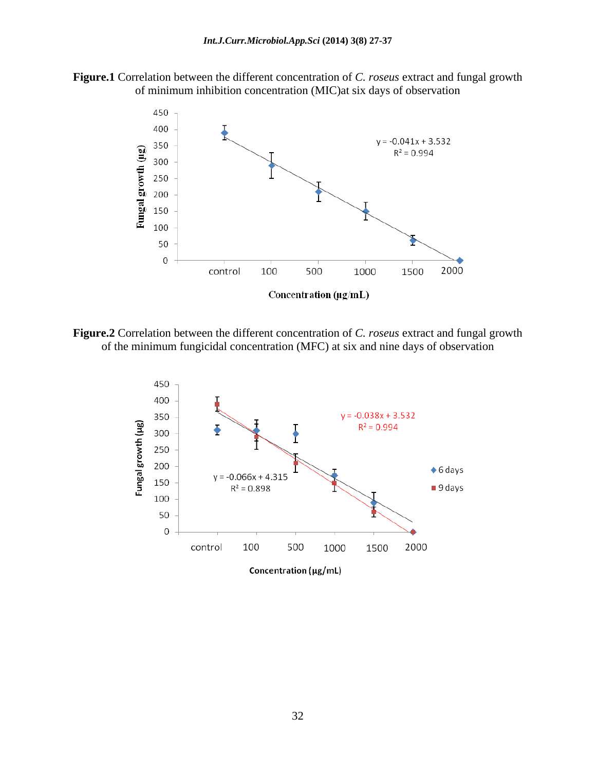**Figure.1** Correlation between the different concentration of *C. roseus* extract and fungal growth of minimum inhibition concentration (MIC)at six days of observation

**Figure.2** Correlation between the different concentration of *C. roseus* extract and fungal growth of the minimum fungicidal concentration (MFC) at six and nine days of observation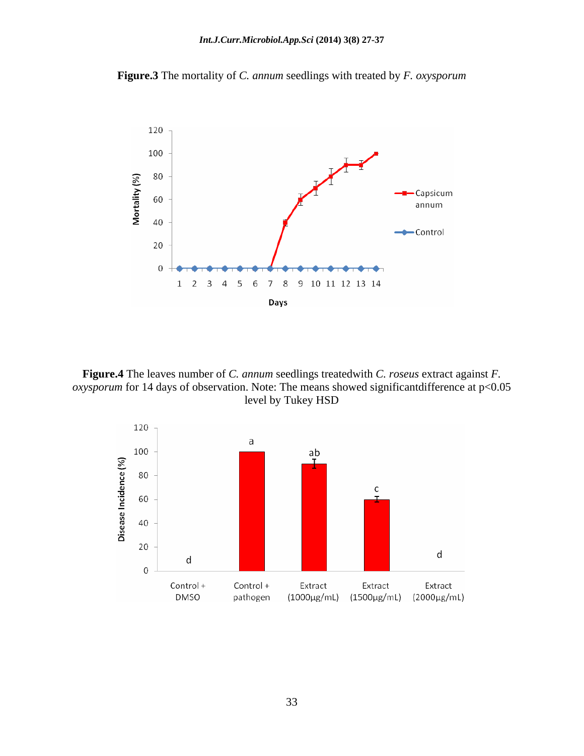**Figure.3** The mortality of *C. annum* seedlings with treated by *F. oxysporum*

**Figure.4** The leaves number of *C. annum* seedlings treatedwith *C. roseus* extract against *F. oxysporum* for 14 days of observation. Note: The means showed significantdifference at $p<0.05$ level by Tukey HSD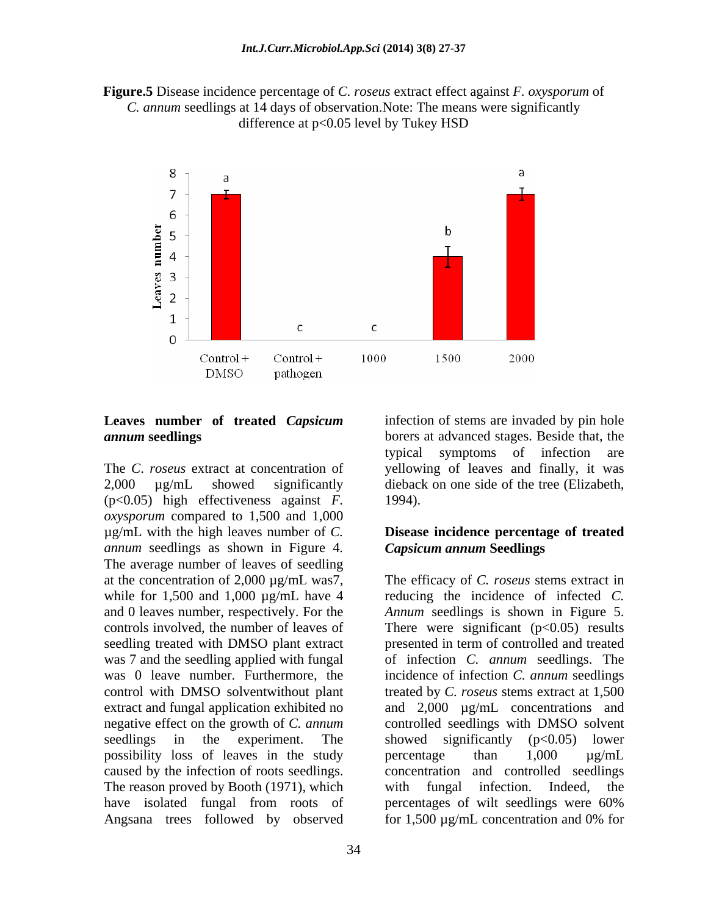**Figure.5** Disease incidence percentage of *C. roseus* extract effect against *F. oxysporum* of *C. annum* seedlings at 14 days of observation.Note: The means were significantly difference at $p<0.05$ level by Tukey HSD

### Leaves number of treated *Capsicum annum* seedlings

The *C. roseus* extract at concentration of 2,000 µg/mL showed significantly ($p<0.05$) high effectiveness against *F. oxysporum* compared to 1,500 and 1,000 µg/mL with the high leaves number of *C. annum* seedlings as shown in Figure 4. The average number of leaves of seedling at the concentration of 2,000 µg/mL was7, while for 1,500 and 1,000 µg/mL have 4 and 0 leaves number, respectively. For the controls involved, the number of leaves of seedling treated with DMSO plant extract was 7 and the seedling applied with fungal was 0 leave number. Furthermore, the control with DMSO solventwithout plant extract and fungal application exhibited no negative effect on the growth of *C. annum* seedlings in the experiment. The possibility loss of leaves in the study caused by the infection of roots seedlings. The reason proved by Booth (1971), which have isolated fungal from roots of Angsana trees followed by observed infection of stems are invaded by pin hole borers at advanced stages. Beside that, the typical symptoms of infection are yellowing of leaves and finally, it was dieback on one side of the tree (Elizabeth, 1994).

### Disease incidence percentage of treated *Capsicum annum* Seedlings

The efficacy of *C. roseus* stems extract in reducing the incidence of infected *C. Annum* seedlings is shown in Figure 5. There were significant ($p<0.05$) results presented in term of controlled and treated of infection *C. annum* seedlings. The incidence of infection *C. annum* seedlings treated by *C. roseus* stems extract at 1,500 and 2,000 µg/mL concentrations and controlled seedlings with DMSO solvent showed significantly ($p<0.05$) lower percentage than 1,000 µg/mL concentration and controlled seedlings with fungal infection. Indeed, the percentages of wilt seedlings were 60% for 1,500 µg/mL concentration and 0% for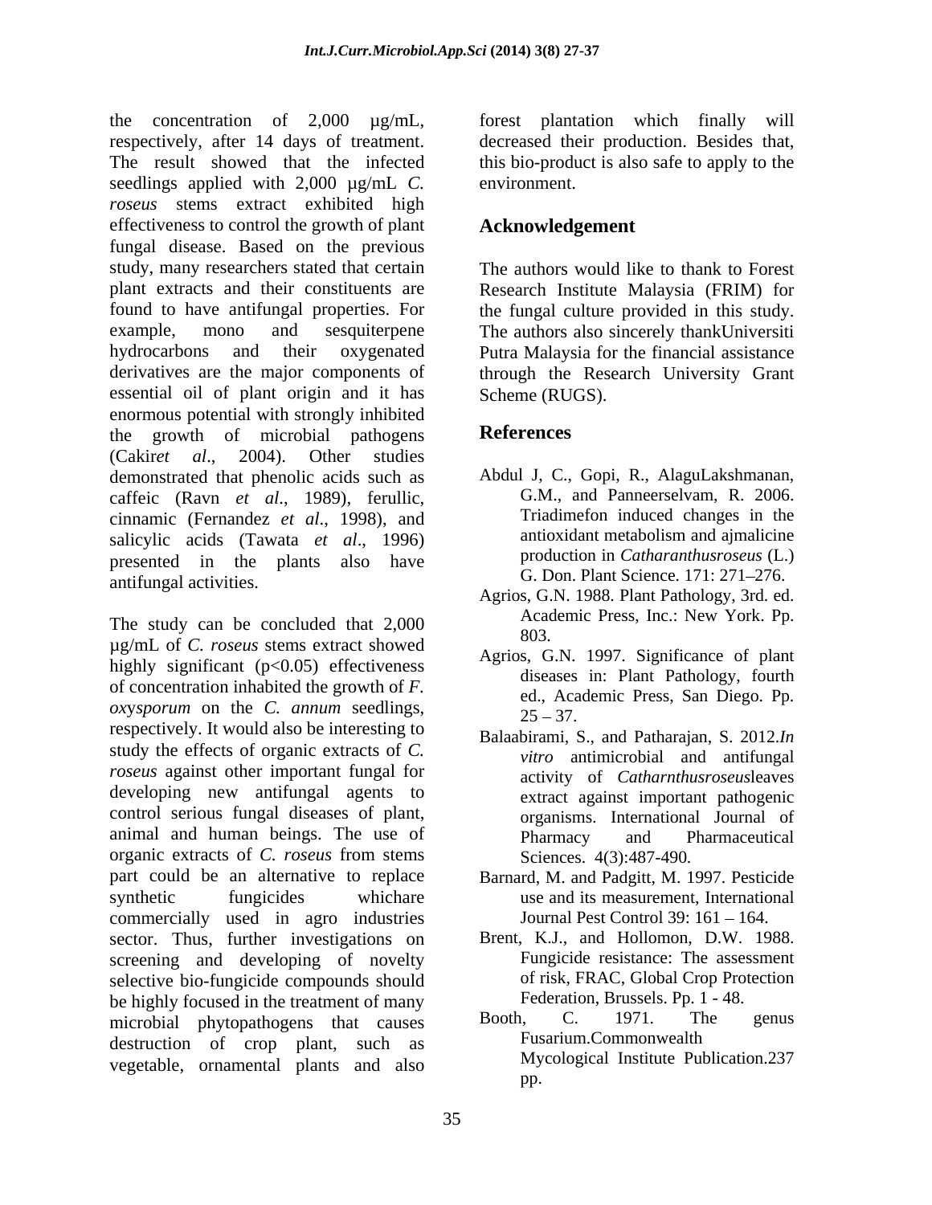the concentration of 2,000 µg/mL, respectively, after 14 days of treatment. The result showed that the infected seedlings applied with 2,000 µg/mL *C. roseus* stems extract exhibited high effectiveness to control the growth of plant fungal disease. Based on the previous study, many researchers stated that certain plant extracts and their constituents are found to have antifungal properties. For example, mono and sesquiterpene hydrocarbons and their oxygenated derivatives are the major components of essential oil of plant origin and it has enormous potential with strongly inhibited the growth of microbial pathogens (Cakir*et al*., 2004). Other studies demonstrated that phenolic acids such as caffeic (Ravn *et al*., 1989), ferullic, cinnamic (Fernandez *et al*., 1998), and salicylic acids (Tawata *et al*., 1996) presented in the plants also have antifungal activities.

The study can be concluded that 2,000 µg/mL of *C. roseus* stems extract showed highly significant ($p<0.05$) effectiveness of concentration inhabited the growth of *F. oxysporum* on the *C. annum* seedlings, respectively. It would also be interesting to study the effects of organic extracts of *C. roseus* against other important fungal for developing new antifungal agents to control serious fungal diseases of plant, animal and human beings. The use of organic extracts of *C. roseus* from stems part could be an alternative to replace synthetic fungicides whichare commercially used in agro industries sector. Thus, further investigations on screening and developing of novelty selective bio-fungicide compounds should be highly focused in the treatment of many microbial phytopathogens that causes destruction of crop plant, such as vegetable, ornamental plants and also forest plantation which finally will decreased their production. Besides that, this bio-product is also safe to apply to the environment.

## Acknowledgement

The authors would like to thank to Forest Research Institute Malaysia (FRIM) for the fungal culture provided in this study. The authors also sincerely thankUniversiti Putra Malaysia for the financial assistance through the Research University Grant Scheme (RUGS).

## References

Abdul J, C., Gopi, R., AlaguLakshmanan, G.M., and Panneerselvam, R. 2006. Triadimefon induced changes in the antioxidant metabolism and ajmalicine production in *Catharanthusroseus* (L.) G. Don. Plant Science. 171: 271–276.

Agrios, G.N. 1988. Plant Pathology, 3rd. ed. Academic Press, Inc.: New York. Pp. 803.

Agrios, G.N. 1997. Significance of plant diseases in: Plant Pathology, fourth ed., Academic Press, San Diego. Pp. 25 – 37.

Balaabirami, S., and Patharajan, S. 2012.*In vitro* antimicrobial and antifungal activity of *Catharnthusroseus*leaves extract against important pathogenic organisms. International Journal of Pharmacy and Pharmaceutical Sciences. 4(3):487-490.

Barnard, M. and Padgitt, M. 1997. Pesticide use and its measurement, International Journal Pest Control 39: 161 – 164.

Brent, K.J., and Hollomon, D.W. 1988. Fungicide resistance: The assessment of risk, FRAC, Global Crop Protection Federation, Brussels. Pp. 1 - 48.

Booth, C. 1971. The genus Fusarium.Commonwealth Mycological Institute Publication.237 pp.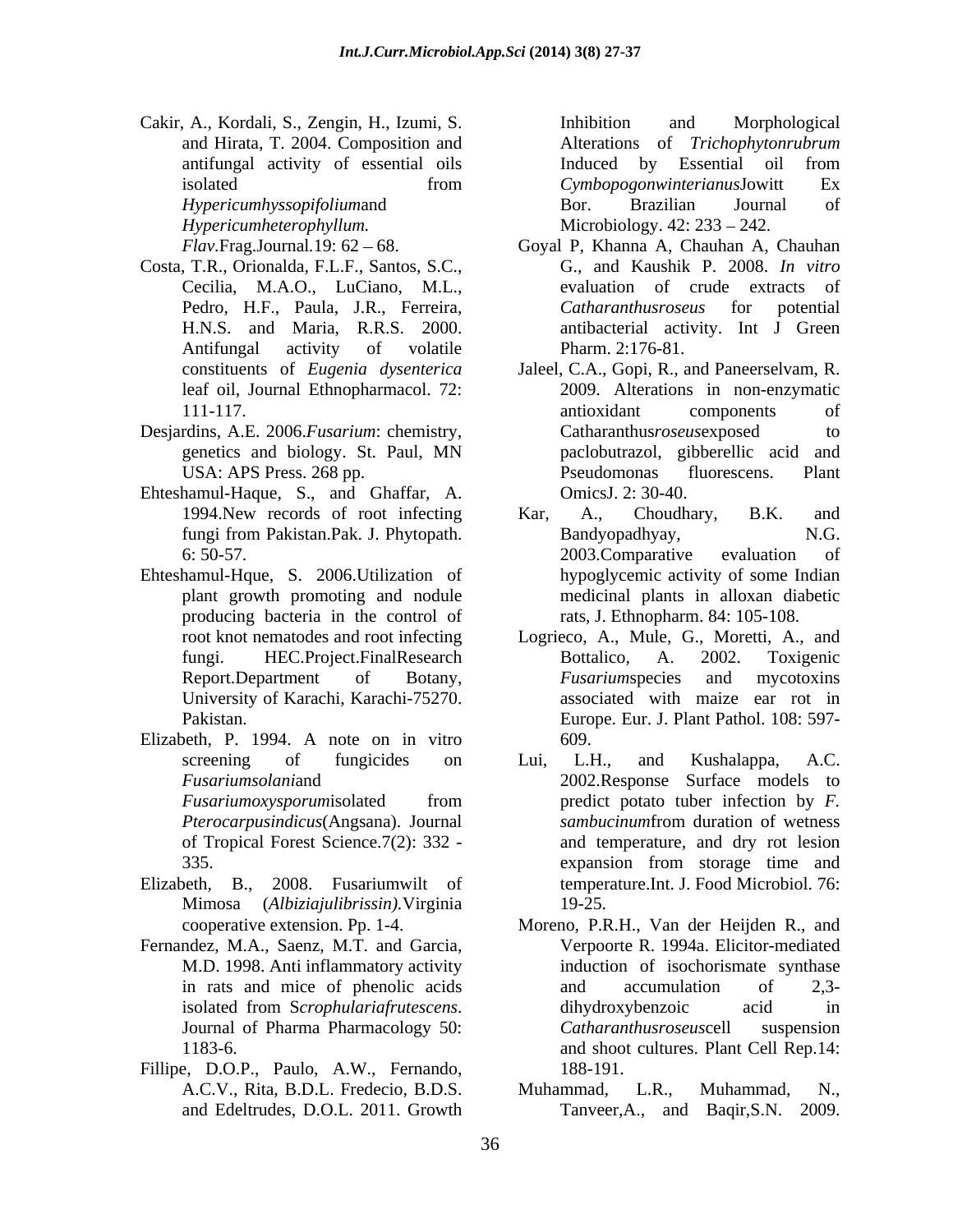Cakir, A., Kordali, S., Zengin, H., Izumi, S. and Hirata, T. 2004. Composition and antifungal activity of essential oils isolated from *Hypericumhyssopifolium*and *Hypericumheterophyllum.* *Flav.*Frag.Journal.19: 62 – 68.

Costa, T.R., Orionalda, F.L.F., Santos, S.C., Cecilia, M.A.O., LuCiano, M.L., Pedro, H.F., Paula, J.R., Ferreira, H.N.S. and Maria, R.R.S. 2000. Antifungal activity of volatile constituents of *Eugenia dysenterica* leaf oil, Journal Ethnopharmacol. 72: 111-117.

Desjardins, A.E. 2006.*Fusarium*: chemistry, genetics and biology. St. Paul, MN USA: APS Press. 268 pp.

Ehteshamul-Haque, S., and Ghaffar, A. 1994.New records of root infecting fungi from Pakistan.Pak. J. Phytopath. 6: 50-57.

Ehteshamul-Hque, S. 2006.Utilization of plant growth promoting and nodule producing bacteria in the control of root knot nematodes and root infecting fungi. HEC.Project.FinalResearch Report.Department of Botany, University of Karachi, Karachi-75270. Pakistan.

Elizabeth, P. 1994. A note on in vitro screening of fungicides on *Fusariumsolani*and *Fusariumoxysporum*isolated from *Pterocarpusindicus*(Angsana). Journal of Tropical Forest Science.7(2): 332 - 335.

Elizabeth, B., 2008. Fusariumwilt of Mimosa (*Albiziajulibrissin).*Virginia cooperative extension. Pp. 1-4.

Fernandez, M.A., Saenz, M.T. and Garcia, M.D. 1998. Anti inflammatory activity in rats and mice of phenolic acids isolated from S*crophulariafrutescens*. Journal of Pharma Pharmacology 50: 1183-6.

Fillipe, D.O.P., Paulo, A.W., Fernando, A.C.V., Rita, B.D.L. Fredecio, B.D.S. and Edeltrudes, D.O.L. 2011. Growth Inhibition and Morphological Alterations of *Trichophytonrubrum* Induced by Essential oil from *Cymbopogonwinterianus*Jowitt Ex Bor. Brazilian Journal of Microbiology. 42: 233 – 242.

Goyal P, Khanna A, Chauhan A, Chauhan G., and Kaushik P. 2008. *In vitro* evaluation of crude extracts of *Catharanthusroseus* for potential antibacterial activity. Int J Green Pharm. 2:176-81.

Jaleel, C.A., Gopi, R., and Paneerselvam, R. 2009. Alterations in non-enzymatic antioxidant components of Catharanthus*roseus*exposed to paclobutrazol, gibberellic acid and Pseudomonas fluorescens. Plant OmicsJ. 2: 30-40.

Kar, A., Choudhary, B.K. and Bandyopadhyay, N.G. 2003.Comparative evaluation of hypoglycemic activity of some Indian medicinal plants in alloxan diabetic rats, J. Ethnopharm. 84: 105-108.

Logrieco, A., Mule, G., Moretti, A., and Bottalico, A. 2002. Toxigenic *Fusarium*species and mycotoxins associated with maize ear rot in Europe. Eur. J. Plant Pathol. 108: 597-609.

Lui, L.H., and Kushalappa, A.C. 2002.Response Surface models to predict potato tuber infection by *F. sambucinum*from duration of wetness and temperature, and dry rot lesion expansion from storage time and temperature.Int. J. Food Microbiol. 76: 19-25.

Moreno, P.R.H., Van der Heijden R., and Verpoorte R. 1994a. Elicitor-mediated induction of isochorismate synthase and accumulation of 2,3-dihydroxybenzoic acid in *Catharanthusroseus*cell suspension and shoot cultures. Plant Cell Rep.14: 188-191.

Muhammad, L.R., Muhammad, N., Tanveer,A., and Baqir,S.N. 2009.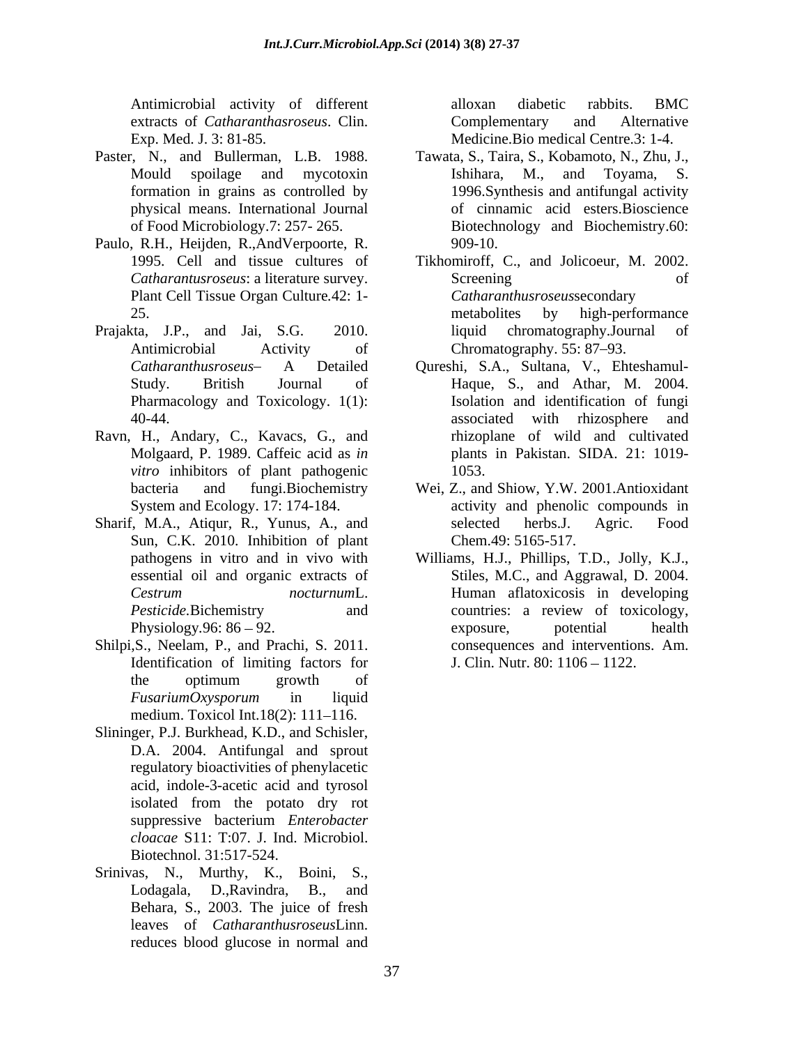Antimicrobial activity of different extracts of *Catharanthasroseus*. Clin. Exp. Med. J. 3: 81-85.

Paster, N., and Bullerman, L.B. 1988. Mould spoilage and mycotoxin formation in grains as controlled by physical means. International Journal of Food Microbiology.7: 257- 265.

Paulo, R.H., Heijden, R.,AndVerpoorte, R. 1995. Cell and tissue cultures of *Catharantusroseus*: a literature survey. Plant Cell Tissue Organ Culture.42: 1-25.

Prajakta, J.P., and Jai, S.G. 2010. Antimicrobial Activity of *Catharanthusroseus*– A Detailed Study. British Journal of Pharmacology and Toxicology. 1(1): 40-44.

Ravn, H., Andary, C., Kavacs, G., and Molgaard, P. 1989. Caffeic acid as *in vitro* inhibitors of plant pathogenic bacteria and fungi.Biochemistry System and Ecology. 17: 174-184.

Sharif, M.A., Atiqur, R., Yunus, A., and Sun, C.K. 2010. Inhibition of plant pathogens in vitro and in vivo with essential oil and organic extracts of *Cestrum nocturnum*L. *Pesticide.*Bichemistry and Physiology.96: 86 – 92.

Shilpi,S., Neelam, P., and Prachi, S. 2011. Identification of limiting factors for the optimum growth of *FusariumOxysporum* in liquid medium. Toxicol Int.18(2): 111–116.

Slininger, P.J. Burkhead, K.D., and Schisler, D.A. 2004. Antifungal and sprout regulatory bioactivities of phenylacetic acid, indole-3-acetic acid and tyrosol isolated from the potato dry rot suppressive bacterium *Enterobacter cloacae* S11: T:07. J. Ind. Microbiol. Biotechnol. 31:517-524.

Srinivas, N., Murthy, K., Boini, S., Lodagala, D.,Ravindra, B., and Behara, S., 2003. The juice of fresh leaves of *Catharanthusroseus*Linn. reduces blood glucose in normal and alloxan diabetic rabbits. BMC Complementary and Alternative Medicine.Bio medical Centre.3: 1-4.

Tawata, S., Taira, S., Kobamoto, N., Zhu, J., Ishihara, M., and Toyama, S. 1996.Synthesis and antifungal activity of cinnamic acid esters.Bioscience Biotechnology and Biochemistry.60: 909-10.

Tikhomiroff, C., and Jolicoeur, M. 2002. Screening of *Catharanthusroseus*secondary metabolites by high-performance liquid chromatography.Journal of Chromatography. 55: 87–93.

Qureshi, S.A., Sultana, V., Ehteshamul-Haque, S., and Athar, M. 2004. Isolation and identification of fungi associated with rhizosphere and rhizoplane of wild and cultivated plants in Pakistan. SIDA. 21: 1019-1053.

Wei, Z., and Shiow, Y.W. 2001.Antioxidant activity and phenolic compounds in selected herbs.J. Agric. Food Chem.49: 5165-517.

Williams, H.J., Phillips, T.D., Jolly, K.J., Stiles, M.C., and Aggrawal, D. 2004. Human aflatoxicosis in developing countries: a review of toxicology, exposure, potential health consequences and interventions. Am. J. Clin. Nutr. 80: 1106 – 1122.